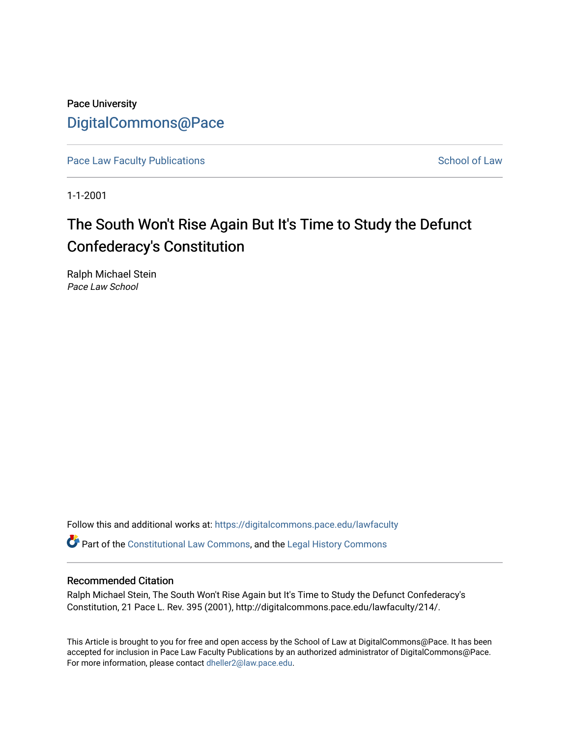Pace University

DigitalCommons@Pace

Pace Law Faculty Publications | School of Law

1-1-2001

# The South Won't Rise Again But It's Time to Study the Defunct Confederacy's Constitution

Ralph Michael Stein

*Pace Law School*

Follow this and additional works at: https://digitalcommons.pace.edu/lawfaculty

Part of the Constitutional Law Commons, and the Legal History Commons

## Recommended Citation

Ralph Michael Stein, The South Won't Rise Again but It's Time to Study the Defunct Confederacy's Constitution, 21 Pace L. Rev. 395 (2001), http://digitalcommons.pace.edu/lawfaculty/214/.

This Article is brought to you for free and open access by the School of Law at DigitalCommons@Pace. It has been accepted for inclusion in Pace Law Faculty Publications by an authorized administrator of DigitalCommons@Pace. For more information, please contact dheller2@law.pace.edu.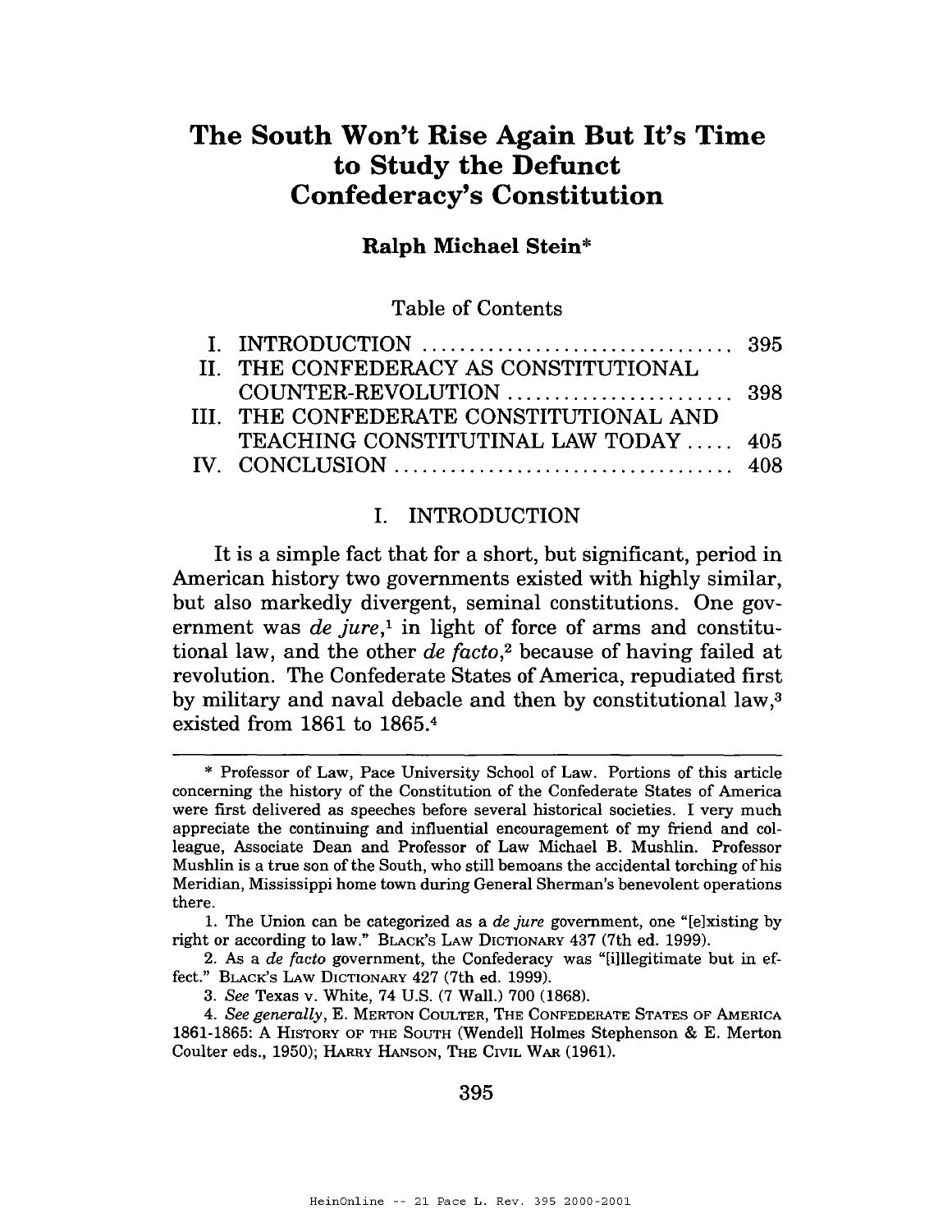# The South Won't Rise Again But It's Time to Study the Defunct Confederacy's Constitution

**Ralph Michael Stein***

Table of Contents

| | | |
|---|---|---|
| I. | INTRODUCTION ................................ | 395 |
| II. | THE CONFEDERACY AS CONSTITUTIONAL COUNTER-REVOLUTION ........................ | 398 |
| III. | THE CONFEDERATE CONSTITUTIONAL AND TEACHING CONSTITUTINAL LAW TODAY ..... | 405 |
| IV. | CONCLUSION ................................... | 408 |

## I. INTRODUCTION

It is a simple fact that for a short, but significant, period in American history two governments existed with highly similar, but also markedly divergent, seminal constitutions. One government was *de jure*,[1] in light of force of arms and constitutional law, and the other *de facto*,[2] because of having failed at revolution. The Confederate States of America, repudiated first by military and naval debacle and then by constitutional law,[3] existed from 1861 to 1865.[4]

---

\* Professor of Law, Pace University School of Law. Portions of this article concerning the history of the Constitution of the Confederate States of America were first delivered as speeches before several historical societies. I very much appreciate the continuing and influential encouragement of my friend and colleague, Associate Dean and Professor of Law Michael B. Mushlin. Professor Mushlin is a true son of the South, who still bemoans the accidental torching of his Meridian, Mississippi home town during General Sherman's benevolent operations there.

1. The Union can be categorized as a *de jure* government, one "[e]xisting by right or according to law." BLACK'S LAW DICTIONARY 437 (7th ed. 1999).

2. As a *de facto* government, the Confederacy was "[i]llegitimate but in effect." BLACK'S LAW DICTIONARY 427 (7th ed. 1999).

3. *See* Texas v. White, 74 U.S. (7 Wall.) 700 (1868).

4. *See generally*, E. MERTON COULTER, THE CONFEDERATE STATES OF AMERICA 1861-1865: A HISTORY OF THE SOUTH (Wendell Holmes Stephenson & E. Merton Coulter eds., 1950); HARRY HANSON, THE CIVIL WAR (1961).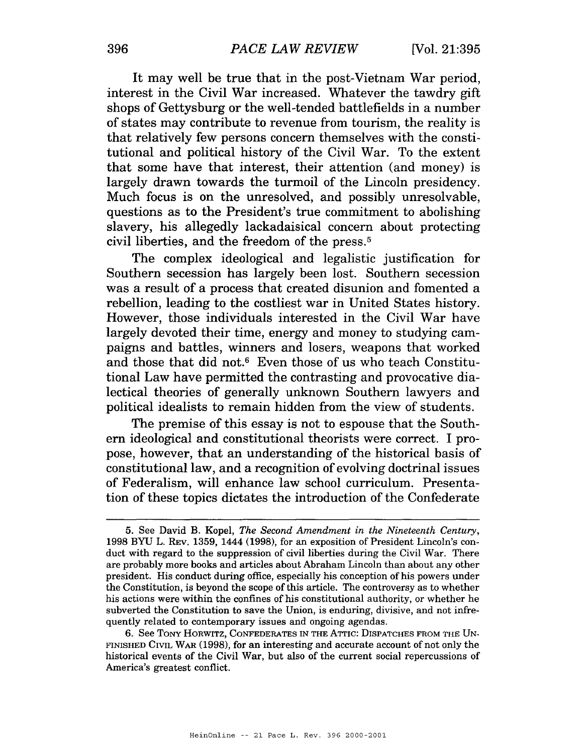It may well be true that in the post-Vietnam War period, interest in the Civil War increased. Whatever the tawdry gift shops of Gettysburg or the well-tended battlefields in a number of states may contribute to revenue from tourism, the reality is that relatively few persons concern themselves with the constitutional and political history of the Civil War. To the extent that some have that interest, their attention (and money) is largely drawn towards the turmoil of the Lincoln presidency. Much focus is on the unresolved, and possibly unresolvable, questions as to the President's true commitment to abolishing slavery, his allegedly lackadaisical concern about protecting civil liberties, and the freedom of the press.[5]

The complex ideological and legalistic justification for Southern secession has largely been lost. Southern secession was a result of a process that created disunion and fomented a rebellion, leading to the costliest war in United States history. However, those individuals interested in the Civil War have largely devoted their time, energy and money to studying campaigns and battles, winners and losers, weapons that worked and those that did not.[6] Even those of us who teach Constitutional Law have permitted the contrasting and provocative dialectical theories of generally unknown Southern lawyers and political idealists to remain hidden from the view of students.

The premise of this essay is not to espouse that the Southern ideological and constitutional theorists were correct. I propose, however, that an understanding of the historical basis of constitutional law, and a recognition of evolving doctrinal issues of Federalism, will enhance law school curriculum. Presentation of these topics dictates the introduction of the Confederate

---

5. See David B. Kopel, *The Second Amendment in the Nineteenth Century*, 1998 BYU L. Rev. 1359, 1444 (1998), for an exposition of President Lincoln's conduct with regard to the suppression of civil liberties during the Civil War. There are probably more books and articles about Abraham Lincoln than about any other president. His conduct during office, especially his conception of his powers under the Constitution, is beyond the scope of this article. The controversy as to whether his actions were within the confines of his constitutional authority, or whether he subverted the Constitution to save the Union, is enduring, divisive, and not infrequently related to contemporary issues and ongoing agendas.

6. See Tony Horwitz, Confederates in the Attic: Dispatches from the Unfinished Civil War (1998), for an interesting and accurate account of not only the historical events of the Civil War, but also of the current social repercussions of America's greatest conflict.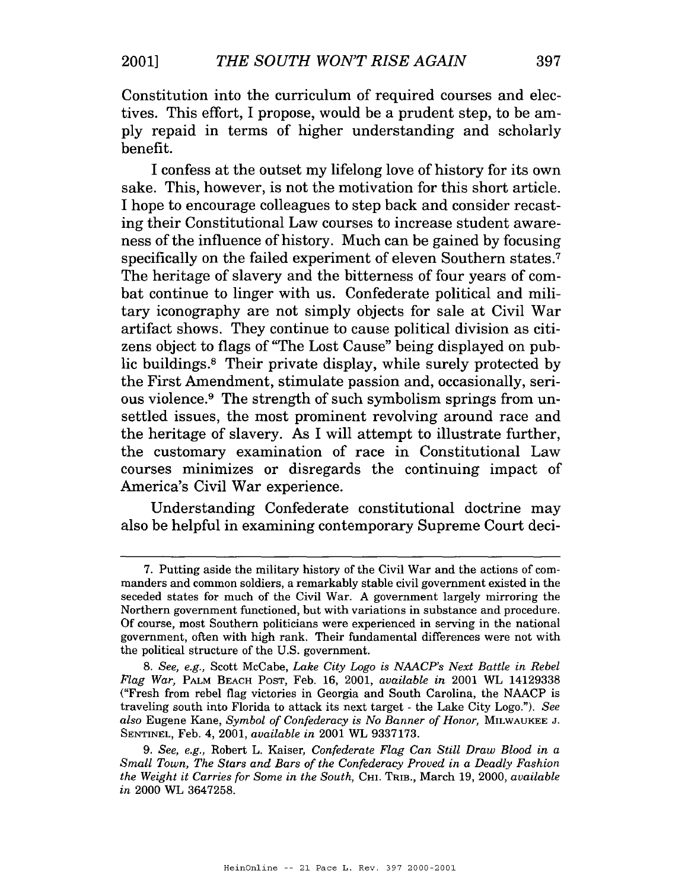Constitution into the curriculum of required courses and electives. This effort, I propose, would be a prudent step, to be amply repaid in terms of higher understanding and scholarly benefit.

I confess at the outset my lifelong love of history for its own sake. This, however, is not the motivation for this short article. I hope to encourage colleagues to step back and consider recasting their Constitutional Law courses to increase student awareness of the influence of history. Much can be gained by focusing specifically on the failed experiment of eleven Southern states.[7] The heritage of slavery and the bitterness of four years of combat continue to linger with us. Confederate political and military iconography are not simply objects for sale at Civil War artifact shows. They continue to cause political division as citizens object to flags of "The Lost Cause" being displayed on public buildings.[8] Their private display, while surely protected by the First Amendment, stimulate passion and, occasionally, serious violence.[9] The strength of such symbolism springs from unsettled issues, the most prominent revolving around race and the heritage of slavery. As I will attempt to illustrate further, the customary examination of race in Constitutional Law courses minimizes or disregards the continuing impact of America's Civil War experience.

Understanding Confederate constitutional doctrine may also be helpful in examining contemporary Supreme Court deci-

---

7. Putting aside the military history of the Civil War and the actions of commanders and common soldiers, a remarkably stable civil government existed in the seceded states for much of the Civil War. A government largely mirroring the Northern government functioned, but with variations in substance and procedure. Of course, most Southern politicians were experienced in serving in the national government, often with high rank. Their fundamental differences were not with the political structure of the U.S. government.

8. *See, e.g.*, Scott McCabe, *Lake City Logo is NAACP's Next Battle in Rebel Flag War*, PALM BEACH POST, Feb. 16, 2001, *available in* 2001 WL 14129338 ("Fresh from rebel flag victories in Georgia and South Carolina, the NAACP is traveling south into Florida to attack its next target - the Lake City Logo."). *See also* Eugene Kane, *Symbol of Confederacy is No Banner of Honor*, MILWAUKEE J. SENTINEL, Feb. 4, 2001, *available in* 2001 WL 9337173.

9. *See, e.g.*, Robert L. Kaiser, *Confederate Flag Can Still Draw Blood in a Small Town, The Stars and Bars of the Confederacy Proved in a Deadly Fashion the Weight it Carries for Some in the South*, CHI. TRIB., March 19, 2000, *available in* 2000 WL 3647258.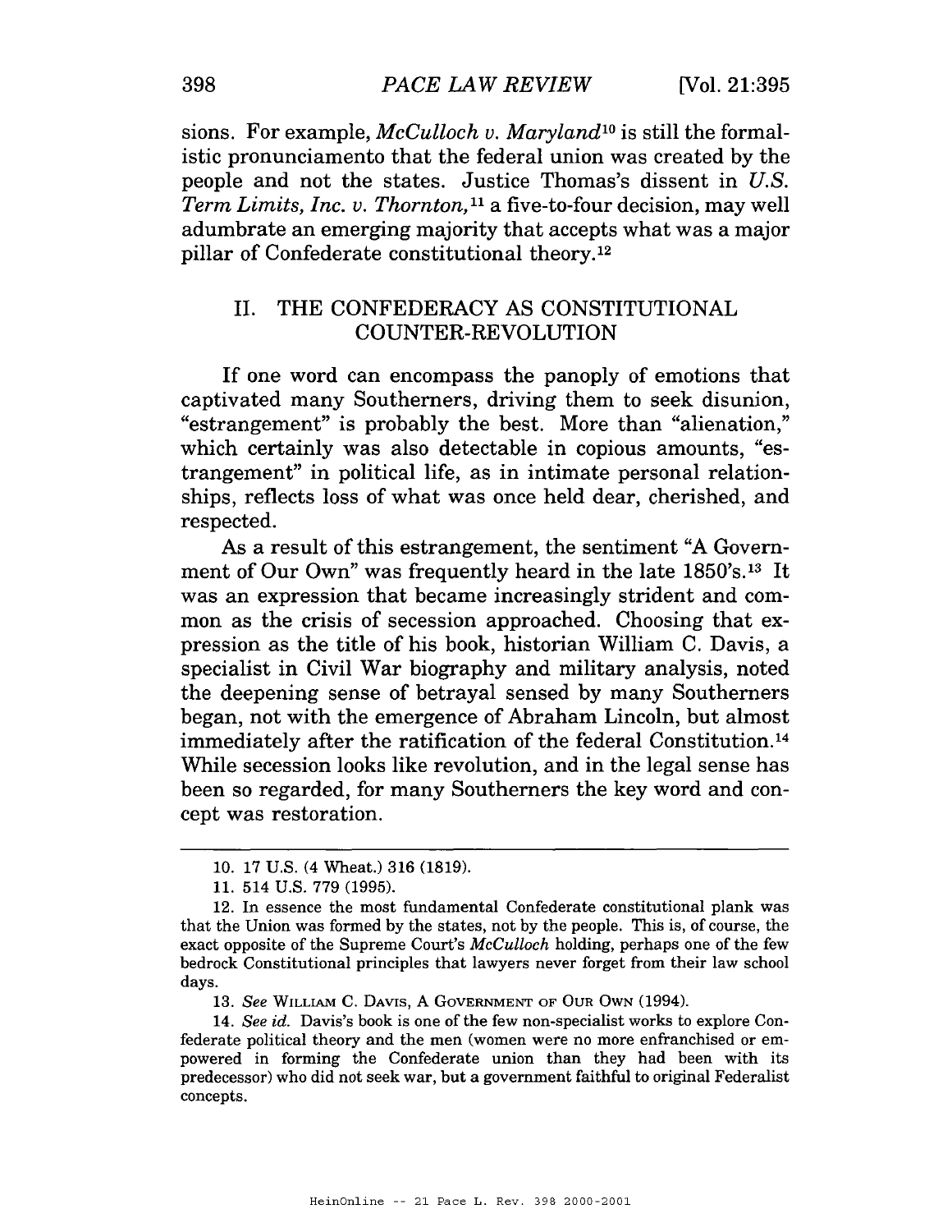sions. For example, *McCulloch v. Maryland*[10] is still the formalistic pronunciamento that the federal union was created by the people and not the states. Justice Thomas's dissent in *U.S. Term Limits, Inc. v. Thornton*,[11] a five-to-four decision, may well adumbrate an emerging majority that accepts what was a major pillar of Confederate constitutional theory.[12]

## II. THE CONFEDERACY AS CONSTITUTIONAL COUNTER-REVOLUTION

If one word can encompass the panoply of emotions that captivated many Southerners, driving them to seek disunion, "estrangement" is probably the best. More than "alienation," which certainly was also detectable in copious amounts, "estrangement" in political life, as in intimate personal relationships, reflects loss of what was once held dear, cherished, and respected.

As a result of this estrangement, the sentiment "A Government of Our Own" was frequently heard in the late 1850's.[13] It was an expression that became increasingly strident and common as the crisis of secession approached. Choosing that expression as the title of his book, historian William C. Davis, a specialist in Civil War biography and military analysis, noted the deepening sense of betrayal sensed by many Southerners began, not with the emergence of Abraham Lincoln, but almost immediately after the ratification of the federal Constitution.[14] While secession looks like revolution, and in the legal sense has been so regarded, for many Southerners the key word and concept was restoration.

---

10. 17 U.S. (4 Wheat.) 316 (1819).

11. 514 U.S. 779 (1995).

12. In essence the most fundamental Confederate constitutional plank was that the Union was formed by the states, not by the people. This is, of course, the exact opposite of the Supreme Court's *McCulloch* holding, perhaps one of the few bedrock Constitutional principles that lawyers never forget from their law school days.

13. *See* WILLIAM C. DAVIS, A GOVERNMENT OF OUR OWN (1994).

14. *See id.* Davis's book is one of the few non-specialist works to explore Confederate political theory and the men (women were no more enfranchised or empowered in forming the Confederate union than they had been with its predecessor) who did not seek war, but a government faithful to original Federalist concepts.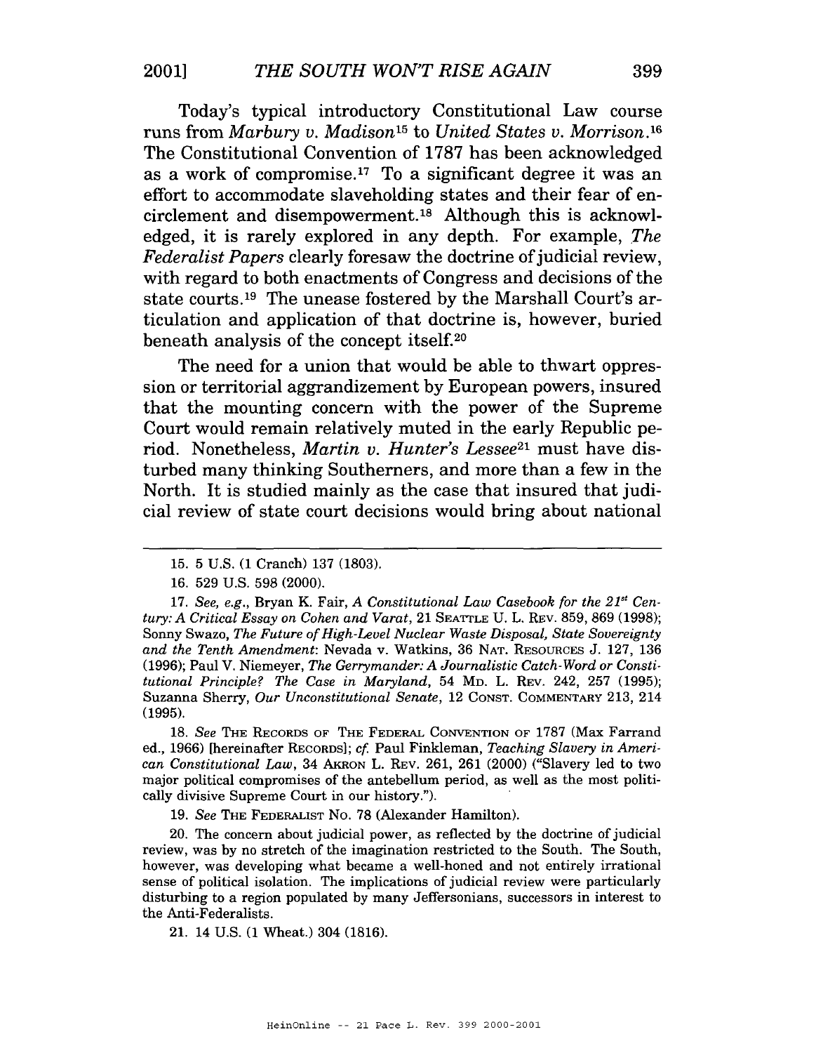Today's typical introductory Constitutional Law course runs from *Marbury v. Madison*[15] to *United States v. Morrison*.[16] The Constitutional Convention of 1787 has been acknowledged as a work of compromise.[17] To a significant degree it was an effort to accommodate slaveholding states and their fear of encirclement and disempowerment.[18] Although this is acknowledged, it is rarely explored in any depth. For example, *The Federalist Papers* clearly foresaw the doctrine of judicial review, with regard to both enactments of Congress and decisions of the state courts.[19] The unease fostered by the Marshall Court's articulation and application of that doctrine is, however, buried beneath analysis of the concept itself.[20]

The need for a union that would be able to thwart oppression or territorial aggrandizement by European powers, insured that the mounting concern with the power of the Supreme Court would remain relatively muted in the early Republic period. Nonetheless, *Martin v. Hunter's Lessee*[21] must have disturbed many thinking Southerners, and more than a few in the North. It is studied mainly as the case that insured that judicial review of state court decisions would bring about national

---

15. 5 U.S. (1 Cranch) 137 (1803).

16. 529 U.S. 598 (2000).

17. *See, e.g.*, Bryan K. Fair, *A Constitutional Law Casebook for the 21st Century: A Critical Essay on Cohen and Varat*, 21 SEATTLE U. L. REV. 859, 869 (1998); Sonny Swazo, *The Future of High-Level Nuclear Waste Disposal, State Sovereignty and the Tenth Amendment*: Nevada v. Watkins, 36 NAT. RESOURCES J. 127, 136 (1996); Paul V. Niemeyer, *The Gerrymander: A Journalistic Catch-Word or Constitutional Principle? The Case in Maryland*, 54 MD. L. REV. 242, 257 (1995); Suzanna Sherry, *Our Unconstitutional Senate*, 12 CONST. COMMENTARY 213, 214 (1995).

18. *See* THE RECORDS OF THE FEDERAL CONVENTION OF 1787 (Max Farrand ed., 1966) [hereinafter RECORDS]; *cf.* Paul Finkleman, *Teaching Slavery in American Constitutional Law*, 34 AKRON L. REV. 261, 261 (2000) ("Slavery led to two major political compromises of the antebellum period, as well as the most politically divisive Supreme Court in our history.").

19. *See* THE FEDERALIST NO. 78 (Alexander Hamilton).

20. The concern about judicial power, as reflected by the doctrine of judicial review, was by no stretch of the imagination restricted to the South. The South, however, was developing what became a well-honed and not entirely irrational sense of political isolation. The implications of judicial review were particularly disturbing to a region populated by many Jeffersonians, successors in interest to the Anti-Federalists.

21. 14 U.S. (1 Wheat.) 304 (1816).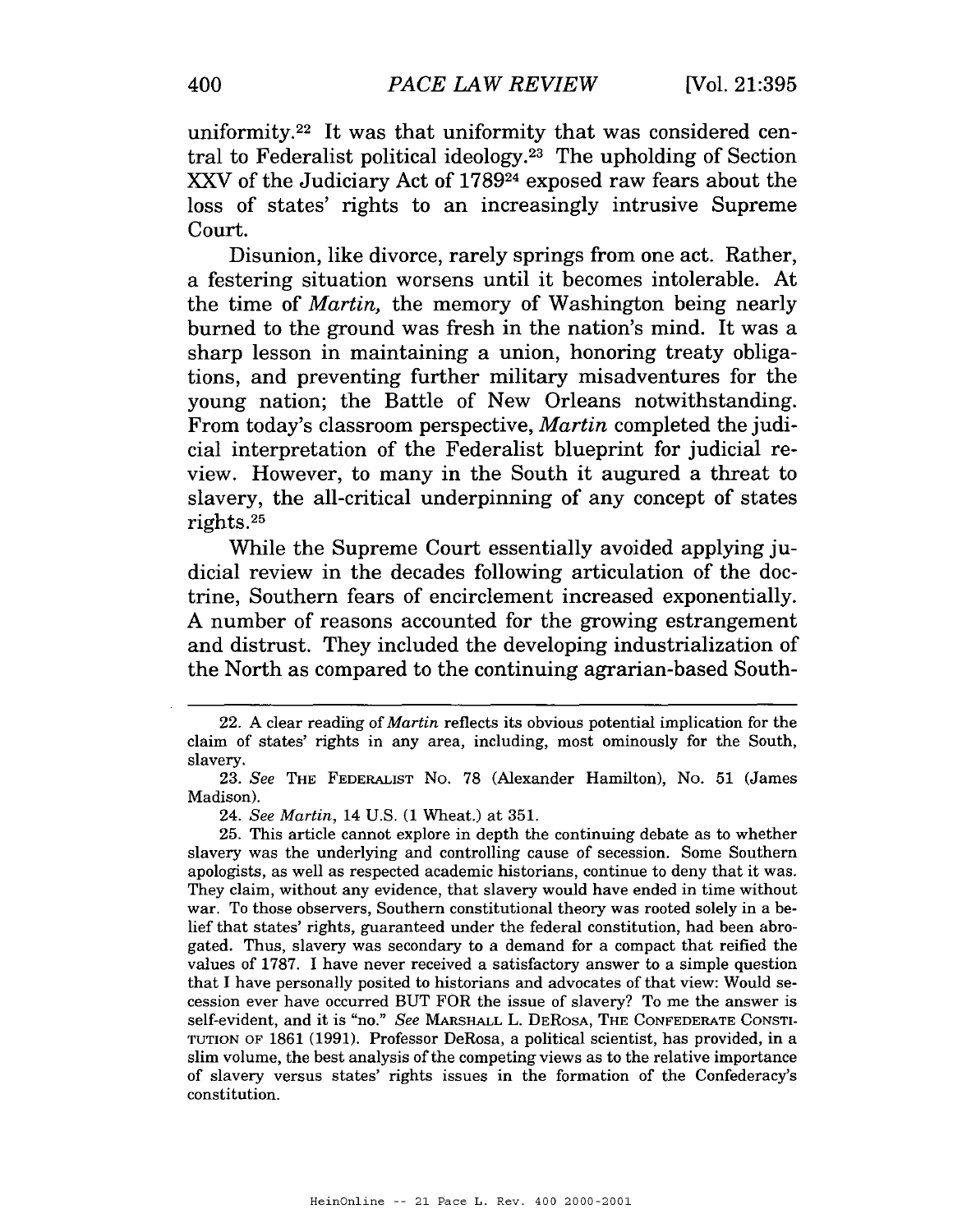uniformity.[22] It was that uniformity that was considered central to Federalist political ideology.[23] The upholding of Section XXV of the Judiciary Act of 1789[24] exposed raw fears about the loss of states' rights to an increasingly intrusive Supreme Court.

Disunion, like divorce, rarely springs from one act. Rather, a festering situation worsens until it becomes intolerable. At the time of *Martin*, the memory of Washington being nearly burned to the ground was fresh in the nation's mind. It was a sharp lesson in maintaining a union, honoring treaty obligations, and preventing further military misadventures for the young nation; the Battle of New Orleans notwithstanding. From today's classroom perspective, *Martin* completed the judicial interpretation of the Federalist blueprint for judicial review. However, to many in the South it augured a threat to slavery, the all-critical underpinning of any concept of states rights.[25]

While the Supreme Court essentially avoided applying judicial review in the decades following articulation of the doctrine, Southern fears of encirclement increased exponentially. A number of reasons accounted for the growing estrangement and distrust. They included the developing industrialization of the North as compared to the continuing agrarian-based South-

---

22. A clear reading of *Martin* reflects its obvious potential implication for the claim of states' rights in any area, including, most ominously for the South, slavery.

23. *See* THE FEDERALIST NO. 78 (Alexander Hamilton), NO. 51 (James Madison).

24. *See Martin*, 14 U.S. (1 Wheat.) at 351.

25. This article cannot explore in depth the continuing debate as to whether slavery was the underlying and controlling cause of secession. Some Southern apologists, as well as respected academic historians, continue to deny that it was. They claim, without any evidence, that slavery would have ended in time without war. To those observers, Southern constitutional theory was rooted solely in a belief that states' rights, guaranteed under the federal constitution, had been abrogated. Thus, slavery was secondary to a demand for a compact that reified the values of 1787. I have never received a satisfactory answer to a simple question that I have personally posited to historians and advocates of that view: Would secession ever have occurred BUT FOR the issue of slavery? To me the answer is self-evident, and it is "no." *See* MARSHALL L. DEROSA, THE CONFEDERATE CONSTITUTION OF 1861 (1991). Professor DeRosa, a political scientist, has provided, in a slim volume, the best analysis of the competing views as to the relative importance of slavery versus states' rights issues in the formation of the Confederacy's constitution.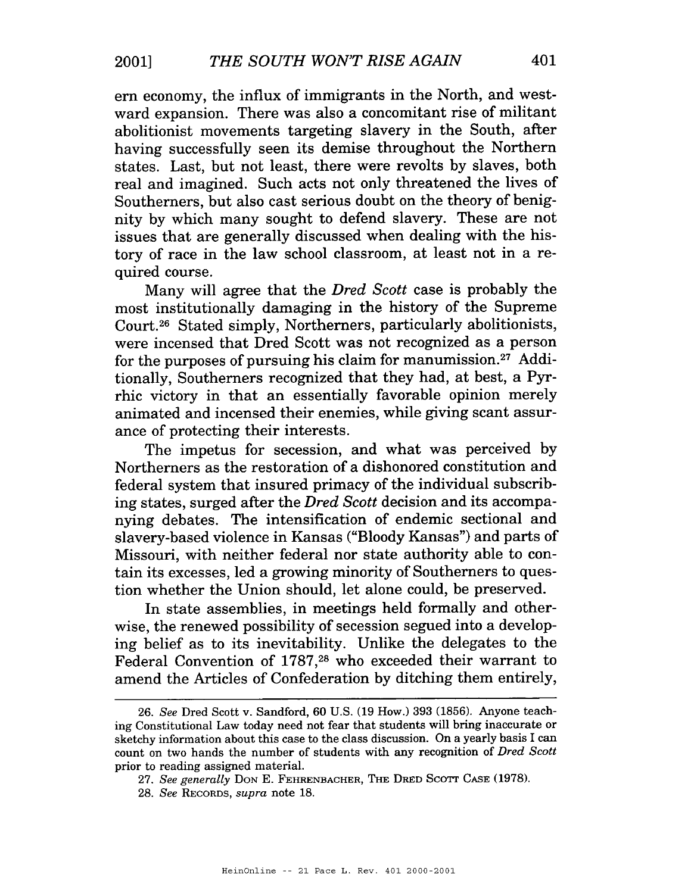ern economy, the influx of immigrants in the North, and westward expansion. There was also a concomitant rise of militant abolitionist movements targeting slavery in the South, after having successfully seen its demise throughout the Northern states. Last, but not least, there were revolts by slaves, both real and imagined. Such acts not only threatened the lives of Southerners, but also cast serious doubt on the theory of benignity by which many sought to defend slavery. These are not issues that are generally discussed when dealing with the history of race in the law school classroom, at least not in a required course.

Many will agree that the *Dred Scott* case is probably the most institutionally damaging in the history of the Supreme Court.[26] Stated simply, Northerners, particularly abolitionists, were incensed that Dred Scott was not recognized as a person for the purposes of pursuing his claim for manumission.[27] Additionally, Southerners recognized that they had, at best, a Pyrrhic victory in that an essentially favorable opinion merely animated and incensed their enemies, while giving scant assurance of protecting their interests.

The impetus for secession, and what was perceived by Northerners as the restoration of a dishonored constitution and federal system that insured primacy of the individual subscribing states, surged after the *Dred Scott* decision and its accompanying debates. The intensification of endemic sectional and slavery-based violence in Kansas ("Bloody Kansas") and parts of Missouri, with neither federal nor state authority able to contain its excesses, led a growing minority of Southerners to question whether the Union should, let alone could, be preserved.

In state assemblies, in meetings held formally and otherwise, the renewed possibility of secession segued into a developing belief as to its inevitability. Unlike the delegates to the Federal Convention of 1787,[28] who exceeded their warrant to amend the Articles of Confederation by ditching them entirely,

---

26. *See* Dred Scott v. Sandford, 60 U.S. (19 How.) 393 (1856). Anyone teaching Constitutional Law today need not fear that students will bring inaccurate or sketchy information about this case to the class discussion. On a yearly basis I can count on two hands the number of students with any recognition of *Dred Scott* prior to reading assigned material.

27. *See generally* DON E. FEHRENBACHER, THE DRED SCOTT CASE (1978).

28. *See* RECORDS, *supra* note 18.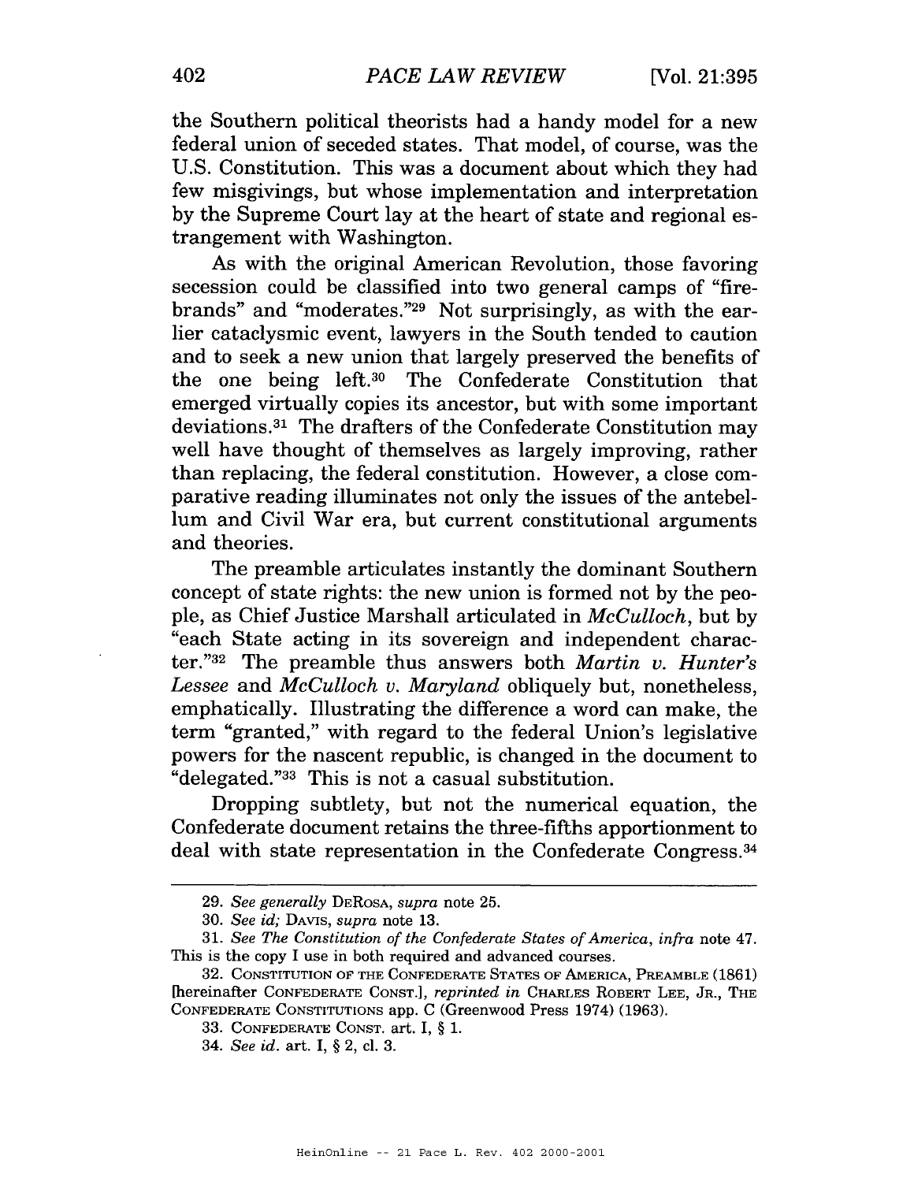the Southern political theorists had a handy model for a new federal union of seceded states. That model, of course, was the U.S. Constitution. This was a document about which they had few misgivings, but whose implementation and interpretation by the Supreme Court lay at the heart of state and regional estrangement with Washington.

As with the original American Revolution, those favoring secession could be classified into two general camps of "firebrands" and "moderates."[29] Not surprisingly, as with the earlier cataclysmic event, lawyers in the South tended to caution and to seek a new union that largely preserved the benefits of the one being left.[30] The Confederate Constitution that emerged virtually copies its ancestor, but with some important deviations.[31] The drafters of the Confederate Constitution may well have thought of themselves as largely improving, rather than replacing, the federal constitution. However, a close comparative reading illuminates not only the issues of the antebellum and Civil War era, but current constitutional arguments and theories.

The preamble articulates instantly the dominant Southern concept of state rights: the new union is formed not by the people, as Chief Justice Marshall articulated in *McCulloch*, but by "each State acting in its sovereign and independent character."[32] The preamble thus answers both *Martin v. Hunter's Lessee* and *McCulloch v. Maryland* obliquely but, nonetheless, emphatically. Illustrating the difference a word can make, the term "granted," with regard to the federal Union's legislative powers for the nascent republic, is changed in the document to "delegated."[33] This is not a casual substitution.

Dropping subtlety, but not the numerical equation, the Confederate document retains the three-fifths apportionment to deal with state representation in the Confederate Congress.[34]

---

29. *See generally* DEROSA, *supra* note 25.

30. *See id;* DAVIS, *supra* note 13.

31. *See The Constitution of the Confederate States of America*, *infra* note 47. This is the copy I use in both required and advanced courses.

32. CONSTITUTION OF THE CONFEDERATE STATES OF AMERICA, PREAMBLE (1861) [hereinafter CONFEDERATE CONST.], *reprinted in* CHARLES ROBERT LEE, JR., THE CONFEDERATE CONSTITUTIONS app. C (Greenwood Press 1974) (1963).

33. CONFEDERATE CONST. art. I, § 1.

34. *See id.* art. I, § 2, cl. 3.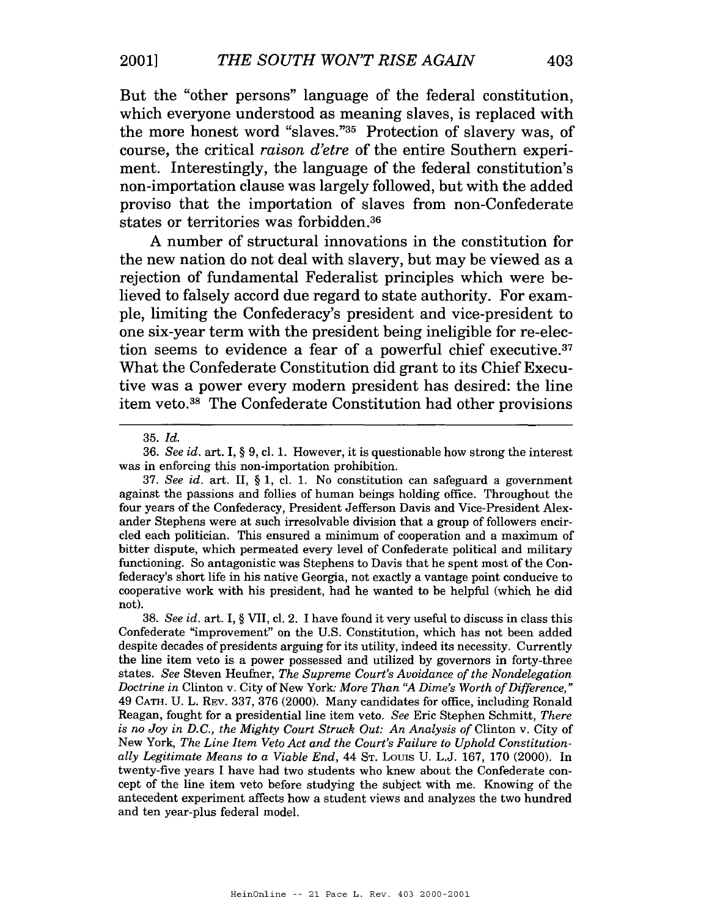But the "other persons" language of the federal constitution, which everyone understood as meaning slaves, is replaced with the more honest word "slaves."[35] Protection of slavery was, of course, the critical *raison d'etre* of the entire Southern experiment. Interestingly, the language of the federal constitution's non-importation clause was largely followed, but with the added proviso that the importation of slaves from non-Confederate states or territories was forbidden.[36]

A number of structural innovations in the constitution for the new nation do not deal with slavery, but may be viewed as a rejection of fundamental Federalist principles which were believed to falsely accord due regard to state authority. For example, limiting the Confederacy's president and vice-president to one six-year term with the president being ineligible for re-election seems to evidence a fear of a powerful chief executive.[37] What the Confederate Constitution did grant to its Chief Executive was a power every modern president has desired: the line item veto.[38] The Confederate Constitution had other provisions

---

35. *Id.*

36. *See id.* art. I, § 9, cl. 1. However, it is questionable how strong the interest was in enforcing this non-importation prohibition.

37. *See id.* art. II, § 1, cl. 1. No constitution can safeguard a government against the passions and follies of human beings holding office. Throughout the four years of the Confederacy, President Jefferson Davis and Vice-President Alexander Stephens were at such irresolvable division that a group of followers encircled each politician. This ensured a minimum of cooperation and a maximum of bitter dispute, which permeated every level of Confederate political and military functioning. So antagonistic was Stephens to Davis that he spent most of the Confederacy's short life in his native Georgia, not exactly a vantage point conducive to cooperative work with his president, had he wanted to be helpful (which he did not).

38. *See id.* art. I, § VII, cl. 2. I have found it very useful to discuss in class this Confederate "improvement" on the U.S. Constitution, which has not been added despite decades of presidents arguing for its utility, indeed its necessity. Currently the line item veto is a power possessed and utilized by governors in forty-three states. *See* Steven Heufner, *The Supreme Court's Avoidance of the Nondelegation Doctrine in* Clinton v. City of New York: *More Than "A Dime's Worth of Difference,"* 49 CATH. U. L. REV. 337, 376 (2000). Many candidates for office, including Ronald Reagan, fought for a presidential line item veto. *See* Eric Stephen Schmitt, *There is no Joy in D.C., the Mighty Court Struck Out: An Analysis of* Clinton v. City of New York, *The Line Item Veto Act and the Court's Failure to Uphold Constitutionally Legitimate Means to a Viable End*, 44 ST. LOUIS U. L.J. 167, 170 (2000). In twenty-five years I have had two students who knew about the Confederate concept of the line item veto before studying the subject with me. Knowing of the antecedent experiment affects how a student views and analyzes the two hundred and ten year-plus federal model.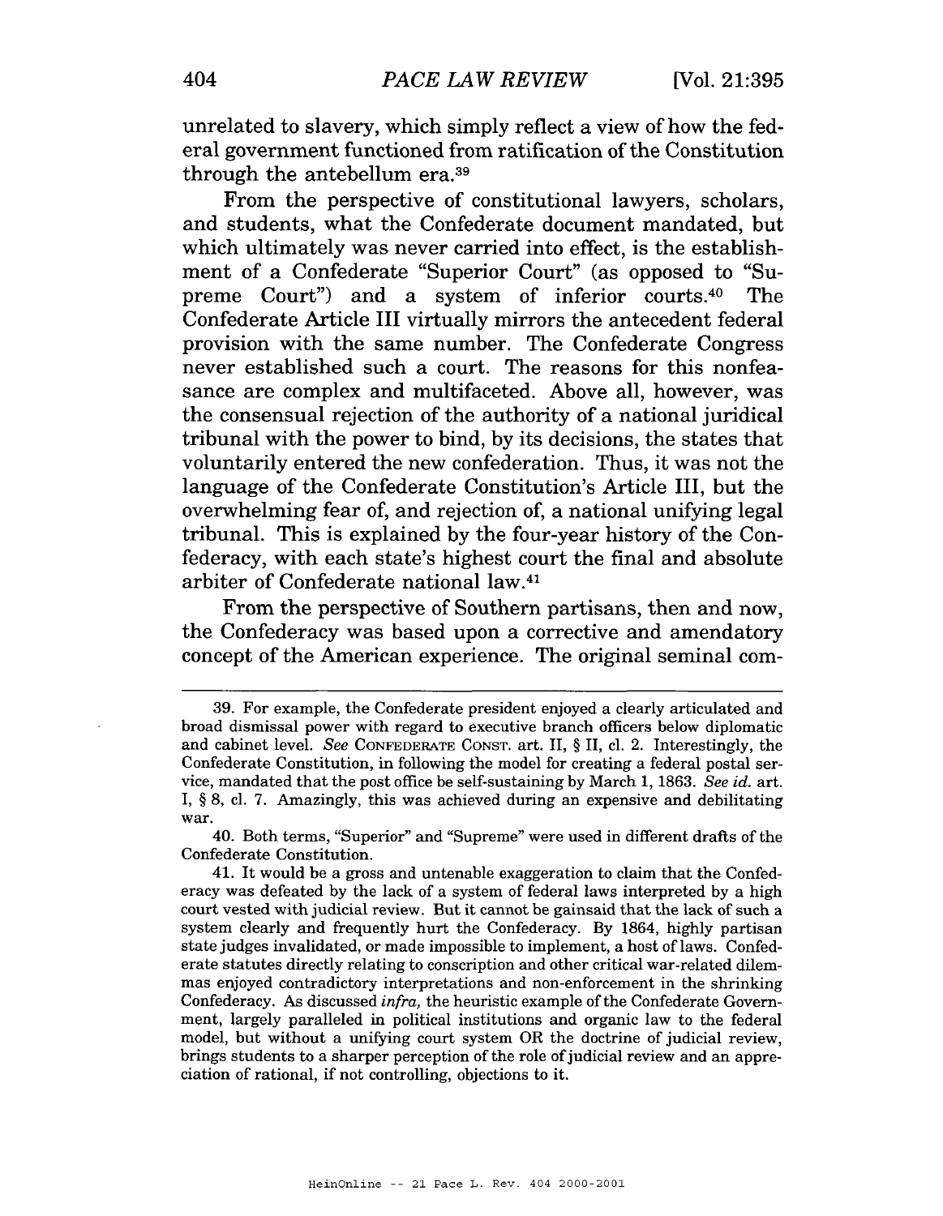unrelated to slavery, which simply reflect a view of how the federal government functioned from ratification of the Constitution through the antebellum era.[39]

From the perspective of constitutional lawyers, scholars, and students, what the Confederate document mandated, but which ultimately was never carried into effect, is the establishment of a Confederate "Superior Court" (as opposed to "Supreme Court") and a system of inferior courts.[40] The Confederate Article III virtually mirrors the antecedent federal provision with the same number. The Confederate Congress never established such a court. The reasons for this nonfeasance are complex and multifaceted. Above all, however, was the consensual rejection of the authority of a national juridical tribunal with the power to bind, by its decisions, the states that voluntarily entered the new confederation. Thus, it was not the language of the Confederate Constitution's Article III, but the overwhelming fear of, and rejection of, a national unifying legal tribunal. This is explained by the four-year history of the Confederacy, with each state's highest court the final and absolute arbiter of Confederate national law.[41]

From the perspective of Southern partisans, then and now, the Confederacy was based upon a corrective and amendatory concept of the American experience. The original seminal com-

---

39. For example, the Confederate president enjoyed a clearly articulated and broad dismissal power with regard to executive branch officers below diplomatic and cabinet level. *See* CONFEDERATE CONST. art. II, § II, cl. 2. Interestingly, the Confederate Constitution, in following the model for creating a federal postal service, mandated that the post office be self-sustaining by March 1, 1863. *See id.* art. I, § 8, cl. 7. Amazingly, this was achieved during an expensive and debilitating war.

40. Both terms, "Superior" and "Supreme" were used in different drafts of the Confederate Constitution.

41. It would be a gross and untenable exaggeration to claim that the Confederacy was defeated by the lack of a system of federal laws interpreted by a high court vested with judicial review. But it cannot be gainsaid that the lack of such a system clearly and frequently hurt the Confederacy. By 1864, highly partisan state judges invalidated, or made impossible to implement, a host of laws. Confederate statutes directly relating to conscription and other critical war-related dilemmas enjoyed contradictory interpretations and non-enforcement in the shrinking Confederacy. As discussed *infra,* the heuristic example of the Confederate Government, largely paralleled in political institutions and organic law to the federal model, but without a unifying court system OR the doctrine of judicial review, brings students to a sharper perception of the role of judicial review and an appreciation of rational, if not controlling, objections to it.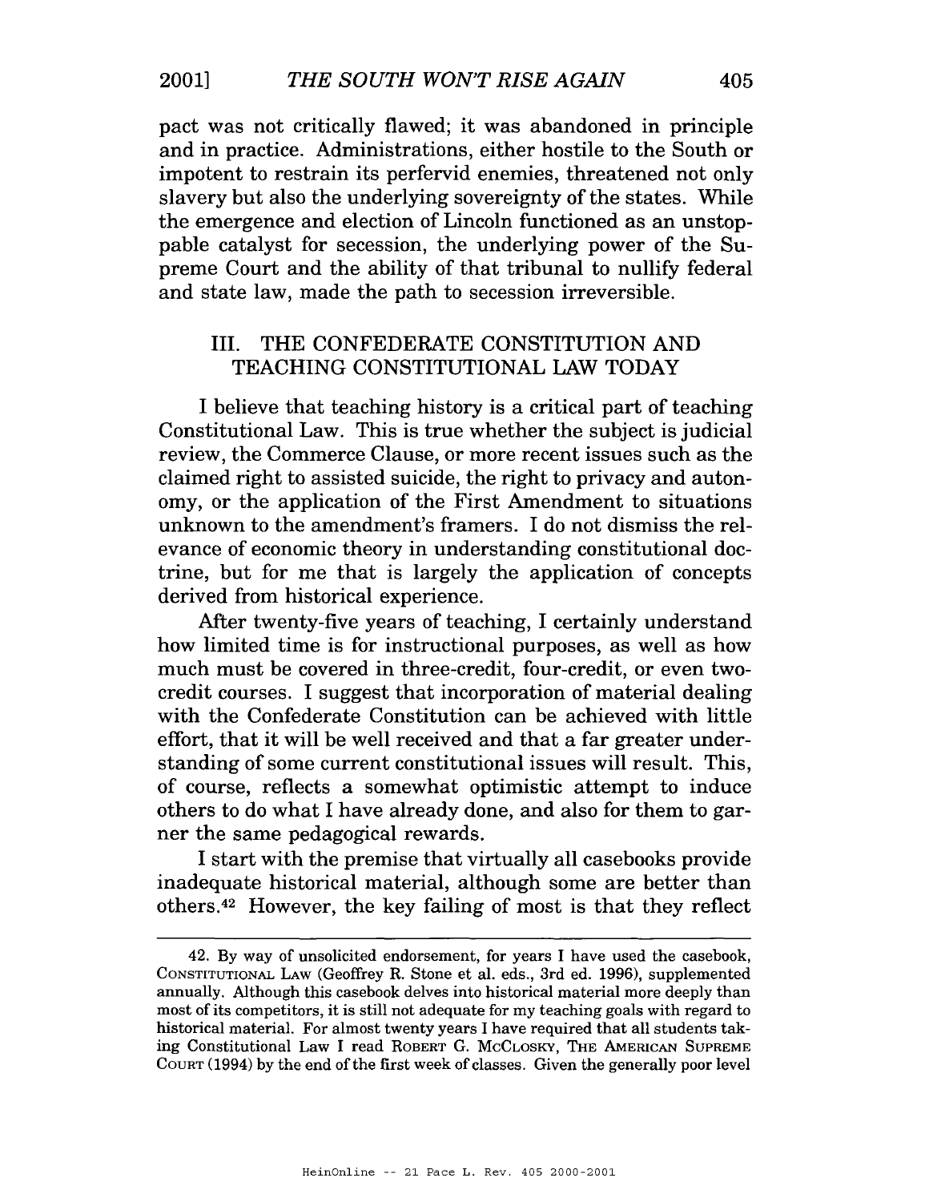pact was not critically flawed; it was abandoned in principle and in practice. Administrations, either hostile to the South or impotent to restrain its perfervid enemies, threatened not only slavery but also the underlying sovereignty of the states. While the emergence and election of Lincoln functioned as an unstoppable catalyst for secession, the underlying power of the Supreme Court and the ability of that tribunal to nullify federal and state law, made the path to secession irreversible.

## III. THE CONFEDERATE CONSTITUTION AND TEACHING CONSTITUTIONAL LAW TODAY

I believe that teaching history is a critical part of teaching Constitutional Law. This is true whether the subject is judicial review, the Commerce Clause, or more recent issues such as the claimed right to assisted suicide, the right to privacy and autonomy, or the application of the First Amendment to situations unknown to the amendment's framers. I do not dismiss the relevance of economic theory in understanding constitutional doctrine, but for me that is largely the application of concepts derived from historical experience.

After twenty-five years of teaching, I certainly understand how limited time is for instructional purposes, as well as how much must be covered in three-credit, four-credit, or even two-credit courses. I suggest that incorporation of material dealing with the Confederate Constitution can be achieved with little effort, that it will be well received and that a far greater understanding of some current constitutional issues will result. This, of course, reflects a somewhat optimistic attempt to induce others to do what I have already done, and also for them to garner the same pedagogical rewards.

I start with the premise that virtually all casebooks provide inadequate historical material, although some are better than others.[42] However, the key failing of most is that they reflect

---

42. By way of unsolicited endorsement, for years I have used the casebook, CONSTITUTIONAL LAW (Geoffrey R. Stone et al. eds., 3rd ed. 1996), supplemented annually. Although this casebook delves into historical material more deeply than most of its competitors, it is still not adequate for my teaching goals with regard to historical material. For almost twenty years I have required that all students taking Constitutional Law I read ROBERT G. MCCLOSKY, THE AMERICAN SUPREME COURT (1994) by the end of the first week of classes. Given the generally poor level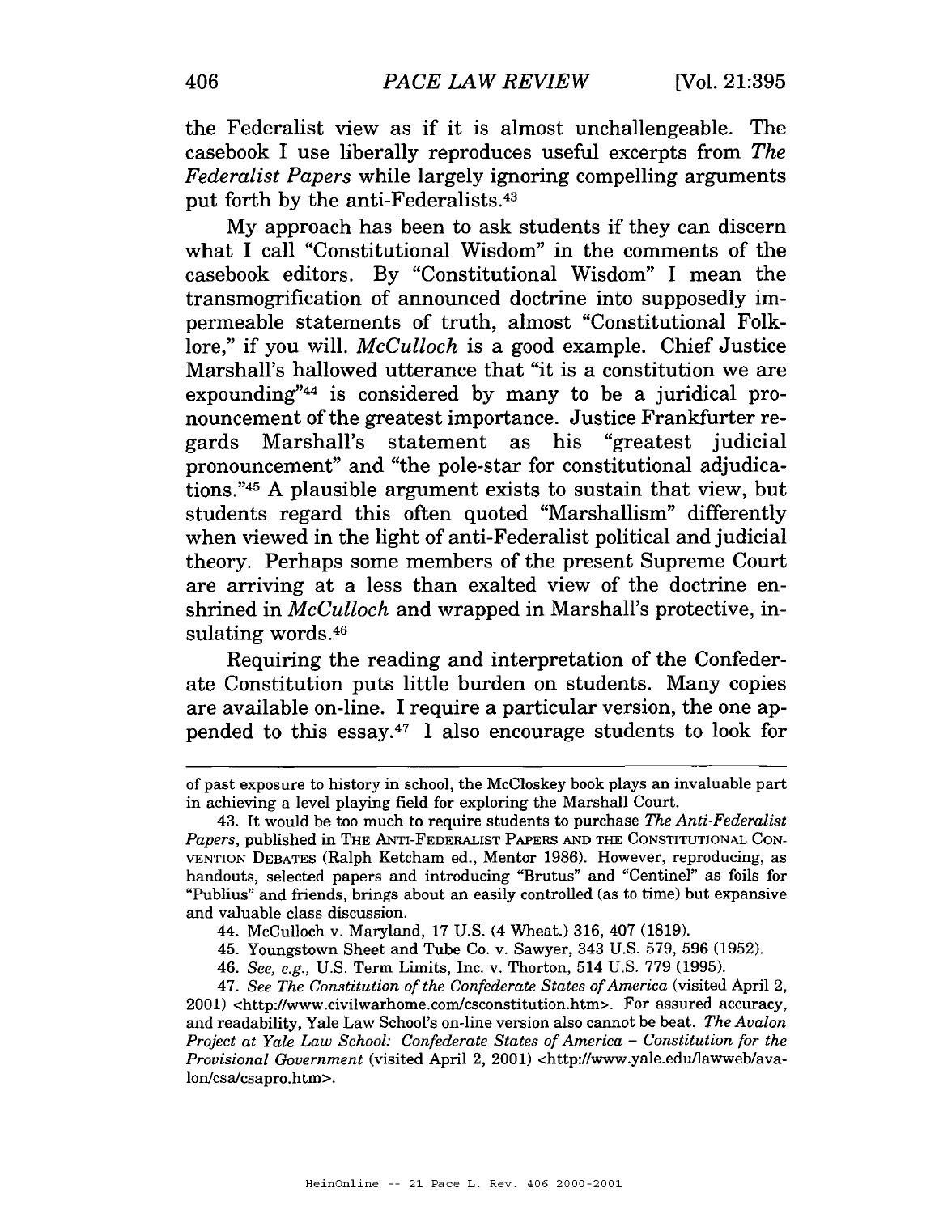the Federalist view as if it is almost unchallengeable. The casebook I use liberally reproduces useful excerpts from *The Federalist Papers* while largely ignoring compelling arguments put forth by the anti-Federalists.[43]

My approach has been to ask students if they can discern what I call "Constitutional Wisdom" in the comments of the casebook editors. By "Constitutional Wisdom" I mean the transmogrification of announced doctrine into supposedly impermeable statements of truth, almost "Constitutional Folklore," if you will. *McCulloch* is a good example. Chief Justice Marshall's hallowed utterance that "it is a constitution we are expounding"[44] is considered by many to be a juridical pronouncement of the greatest importance. Justice Frankfurter regards Marshall's statement as his "greatest judicial pronouncement" and "the pole-star for constitutional adjudications."[45] A plausible argument exists to sustain that view, but students regard this often quoted "Marshallism" differently when viewed in the light of anti-Federalist political and judicial theory. Perhaps some members of the present Supreme Court are arriving at a less than exalted view of the doctrine enshrined in *McCulloch* and wrapped in Marshall's protective, insulating words.[46]

Requiring the reading and interpretation of the Confederate Constitution puts little burden on students. Many copies are available on-line. I require a particular version, the one appended to this essay.[47] I also encourage students to look for

---

of past exposure to history in school, the McCloskey book plays an invaluable part in achieving a level playing field for exploring the Marshall Court.

43. It would be too much to require students to purchase *The Anti-Federalist Papers*, published in THE ANTI-FEDERALIST PAPERS AND THE CONSTITUTIONAL CONVENTION DEBATES (Ralph Ketcham ed., Mentor 1986). However, reproducing, as handouts, selected papers and introducing "Brutus" and "Centinel" as foils for "Publius" and friends, brings about an easily controlled (as to time) but expansive and valuable class discussion.

44. McCulloch v. Maryland, 17 U.S. (4 Wheat.) 316, 407 (1819).

45. Youngstown Sheet and Tube Co. v. Sawyer, 343 U.S. 579, 596 (1952).

46. *See, e.g.*, U.S. Term Limits, Inc. v. Thorton, 514 U.S. 779 (1995).

47. *See The Constitution of the Confederate States of America* (visited April 2, 2001) <http://www.civilwarhome.com/csconstitution.htm>. For assured accuracy, and readability, Yale Law School's on-line version also cannot be beat. *The Avalon Project at Yale Law School: Confederate States of America – Constitution for the Provisional Government* (visited April 2, 2001) <http://www.yale.edu/lawweb/avalon/csa/csapro.htm>.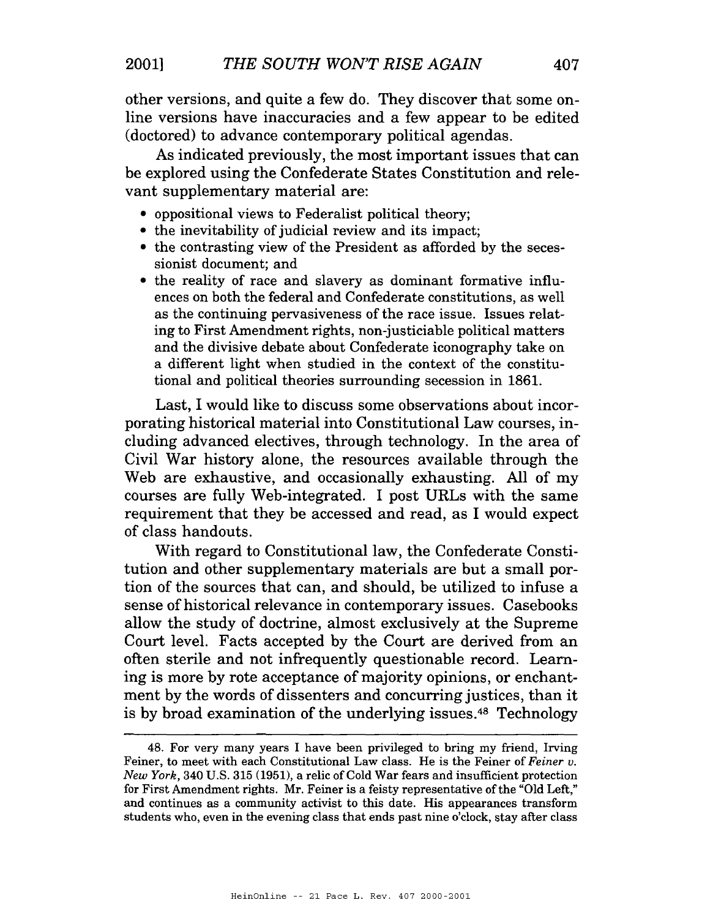other versions, and quite a few do. They discover that some on-line versions have inaccuracies and a few appear to be edited (doctored) to advance contemporary political agendas.

As indicated previously, the most important issues that can be explored using the Confederate States Constitution and relevant supplementary material are:

- oppositional views to Federalist political theory;
- the inevitability of judicial review and its impact;
- the contrasting view of the President as afforded by the secessionist document; and
- the reality of race and slavery as dominant formative influences on both the federal and Confederate constitutions, as well as the continuing pervasiveness of the race issue. Issues relating to First Amendment rights, non-justiciable political matters and the divisive debate about Confederate iconography take on a different light when studied in the context of the constitutional and political theories surrounding secession in 1861.

Last, I would like to discuss some observations about incorporating historical material into Constitutional Law courses, including advanced electives, through technology. In the area of Civil War history alone, the resources available through the Web are exhaustive, and occasionally exhausting. All of my courses are fully Web-integrated. I post URLs with the same requirement that they be accessed and read, as I would expect of class handouts.

With regard to Constitutional law, the Confederate Constitution and other supplementary materials are but a small portion of the sources that can, and should, be utilized to infuse a sense of historical relevance in contemporary issues. Casebooks allow the study of doctrine, almost exclusively at the Supreme Court level. Facts accepted by the Court are derived from an often sterile and not infrequently questionable record. Learning is more by rote acceptance of majority opinions, or enchantment by the words of dissenters and concurring justices, than it is by broad examination of the underlying issues.[48] Technology

---

48. For very many years I have been privileged to bring my friend, Irving Feiner, to meet with each Constitutional Law class. He is the Feiner of *Feiner v. New York*, 340 U.S. 315 (1951), a relic of Cold War fears and insufficient protection for First Amendment rights. Mr. Feiner is a feisty representative of the "Old Left," and continues as a community activist to this date. His appearances transform students who, even in the evening class that ends past nine o'clock, stay after class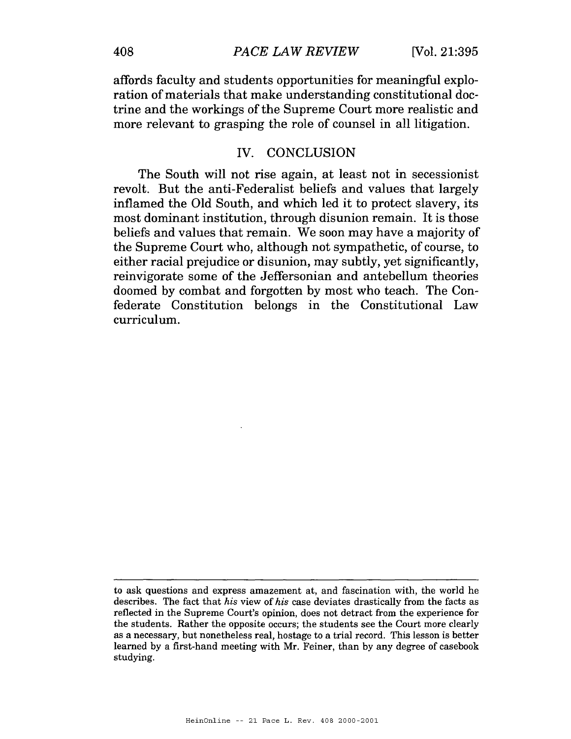affords faculty and students opportunities for meaningful exploration of materials that make understanding constitutional doctrine and the workings of the Supreme Court more realistic and more relevant to grasping the role of counsel in all litigation.

## IV. CONCLUSION

The South will not rise again, at least not in secessionist revolt. But the anti-Federalist beliefs and values that largely inflamed the Old South, and which led it to protect slavery, its most dominant institution, through disunion remain. It is those beliefs and values that remain. We soon may have a majority of the Supreme Court who, although not sympathetic, of course, to either racial prejudice or disunion, may subtly, yet significantly, reinvigorate some of the Jeffersonian and antebellum theories doomed by combat and forgotten by most who teach. The Confederate Constitution belongs in the Constitutional Law curriculum.

---

to ask questions and express amazement at, and fascination with, the world he describes. The fact that *his* view of *his* case deviates drastically from the facts as reflected in the Supreme Court's opinion, does not detract from the experience for the students. Rather the opposite occurs; the students see the Court more clearly as a necessary, but nonetheless real, hostage to a trial record. This lesson is better learned by a first-hand meeting with Mr. Feiner, than by any degree of casebook studying.